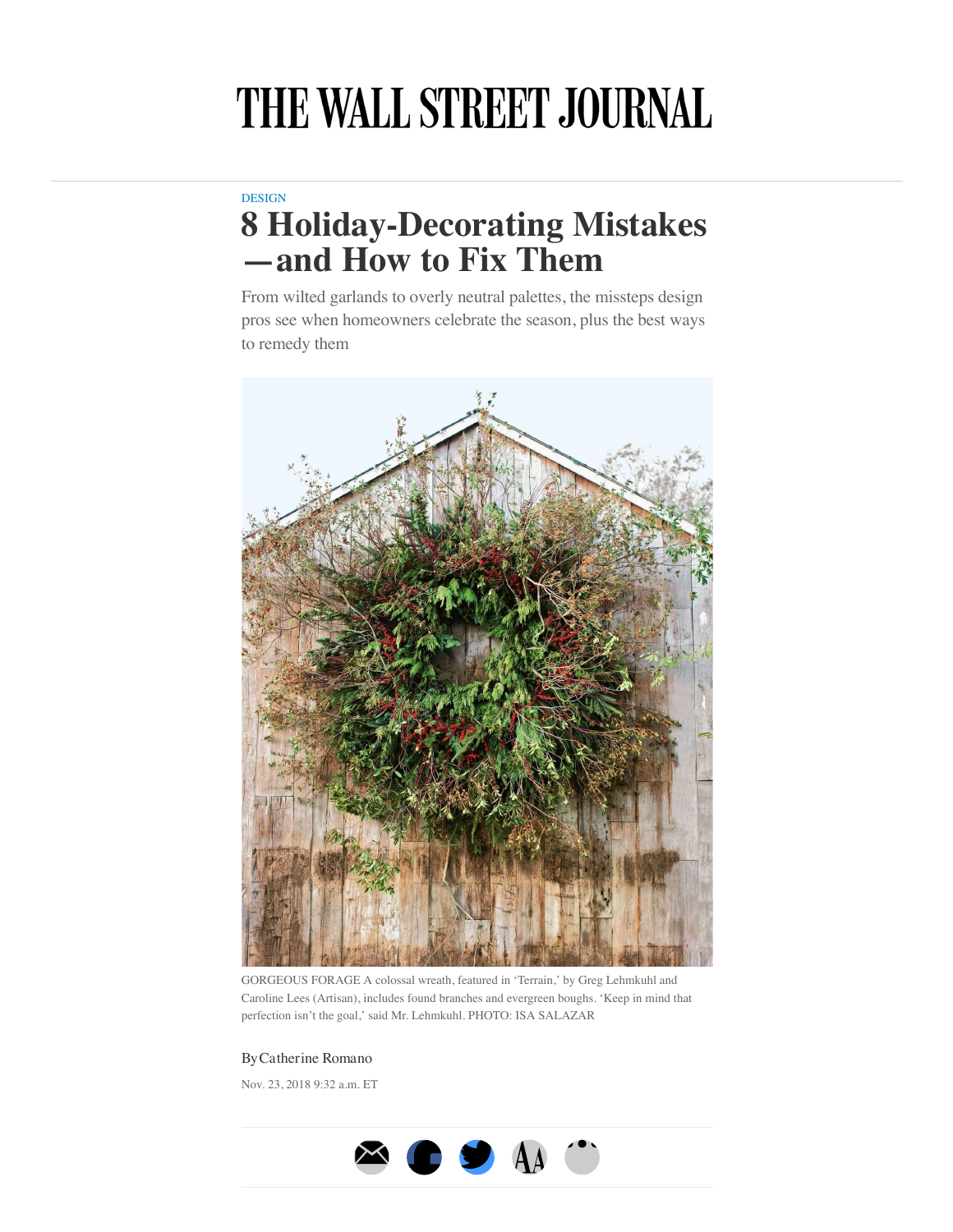# THE WALL STREET JOURNAL

DESIGN

## 8 Holiday-Decorating Mistakes—and How to Fix Them

From wilted garlands to overly neutral palettes, the missteps design pros see when homeowners celebrate the season, plus the best ways to remedy them

GORGEOUS FORAGE A colossal wreath, featured in 'Terrain,' by Greg Lehmkuhl and Caroline Lees (Artisan), includes found branches and evergreen boughs. 'Keep in mind that perfection isn't the goal,' said Mr. Lehmkuhl. PHOTO: ISA SALAZAR

By Catherine Romano

Nov. 23, 2018 9:32 a.m. ET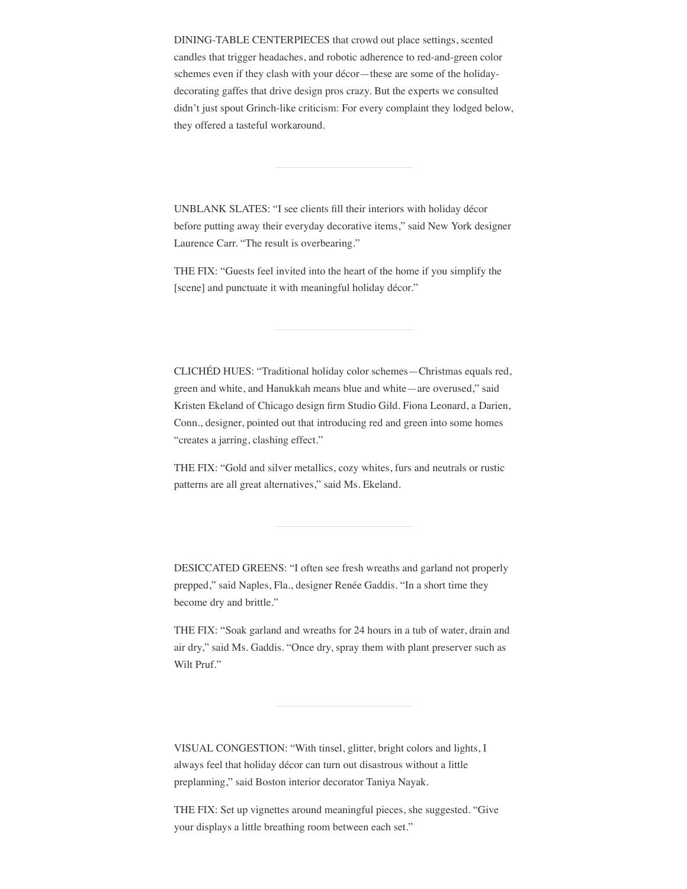DINING-TABLE CENTERPIECES that crowd out place settings, scented candles that trigger headaches, and robotic adherence to red-and-green color schemes even if they clash with your décor—these are some of the holiday-decorating gaffes that drive design pros crazy. But the experts we consulted didn't just spout Grinch-like criticism: For every complaint they lodged below, they offered a tasteful workaround.

---

UNBLANK SLATES: "I see clients fill their interiors with holiday décor before putting away their everyday decorative items," said New York designer Laurence Carr. "The result is overbearing."

THE FIX: "Guests feel invited into the heart of the home if you simplify the [scene] and punctuate it with meaningful holiday décor."

---

CLICHÉD HUES: "Traditional holiday color schemes—Christmas equals red, green and white, and Hanukkah means blue and white—are overused," said Kristen Ekeland of Chicago design firm Studio Gild. Fiona Leonard, a Darien, Conn., designer, pointed out that introducing red and green into some homes "creates a jarring, clashing effect."

THE FIX: "Gold and silver metallics, cozy whites, furs and neutrals or rustic patterns are all great alternatives," said Ms. Ekeland.

---

DESICCATED GREENS: "I often see fresh wreaths and garland not properly prepped," said Naples, Fla., designer Renée Gaddis. "In a short time they become dry and brittle."

THE FIX: "Soak garland and wreaths for 24 hours in a tub of water, drain and air dry," said Ms. Gaddis. "Once dry, spray them with plant preserver such as Wilt Pruf."

---

VISUAL CONGESTION: "With tinsel, glitter, bright colors and lights, I always feel that holiday décor can turn out disastrous without a little preplanning," said Boston interior decorator Taniya Nayak.

THE FIX: Set up vignettes around meaningful pieces, she suggested. "Give your displays a little breathing room between each set."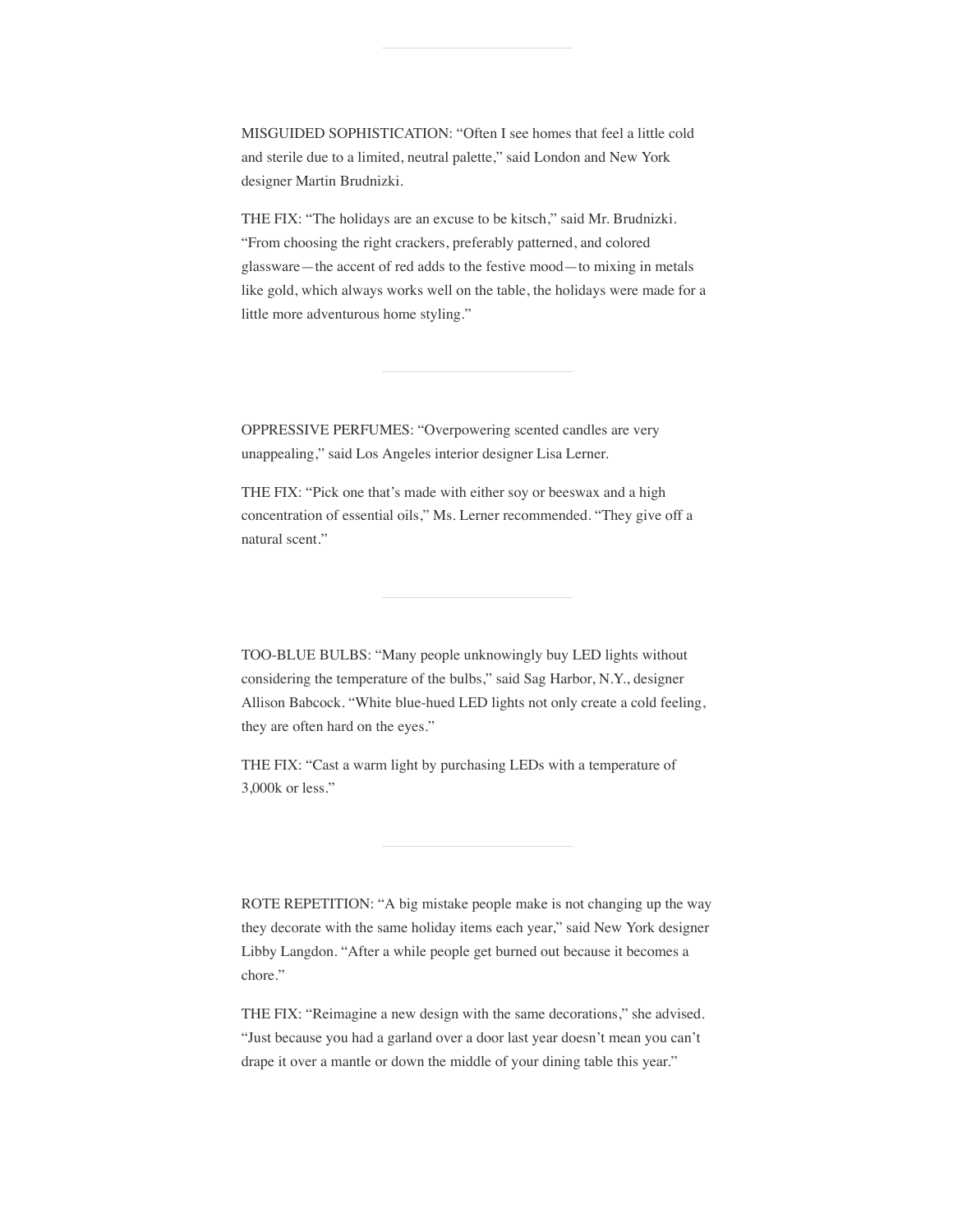---

MISGUIDED SOPHISTICATION: “Often I see homes that feel a little cold and sterile due to a limited, neutral palette,” said London and New York designer Martin Brudnizki.

THE FIX: “The holidays are an excuse to be kitsch,” said Mr. Brudnizki. “From choosing the right crackers, preferably patterned, and colored glassware—the accent of red adds to the festive mood—to mixing in metals like gold, which always works well on the table, the holidays were made for a little more adventurous home styling.”

---

OPPRESSIVE PERFUMES: “Overpowering scented candles are very unappealing,” said Los Angeles interior designer Lisa Lerner.

THE FIX: “Pick one that’s made with either soy or beeswax and a high concentration of essential oils,” Ms. Lerner recommended. “They give off a natural scent.”

---

TOO-BLUE BULBS: “Many people unknowingly buy LED lights without considering the temperature of the bulbs,” said Sag Harbor, N.Y., designer Allison Babcock. “White blue-hued LED lights not only create a cold feeling, they are often hard on the eyes.”

THE FIX: “Cast a warm light by purchasing LEDs with a temperature of 3,000k or less.”

---

ROTE REPETITION: “A big mistake people make is not changing up the way they decorate with the same holiday items each year,” said New York designer Libby Langdon. “After a while people get burned out because it becomes a chore.”

THE FIX: “Reimagine a new design with the same decorations,” she advised. “Just because you had a garland over a door last year doesn’t mean you can’t drape it over a mantle or down the middle of your dining table this year.”